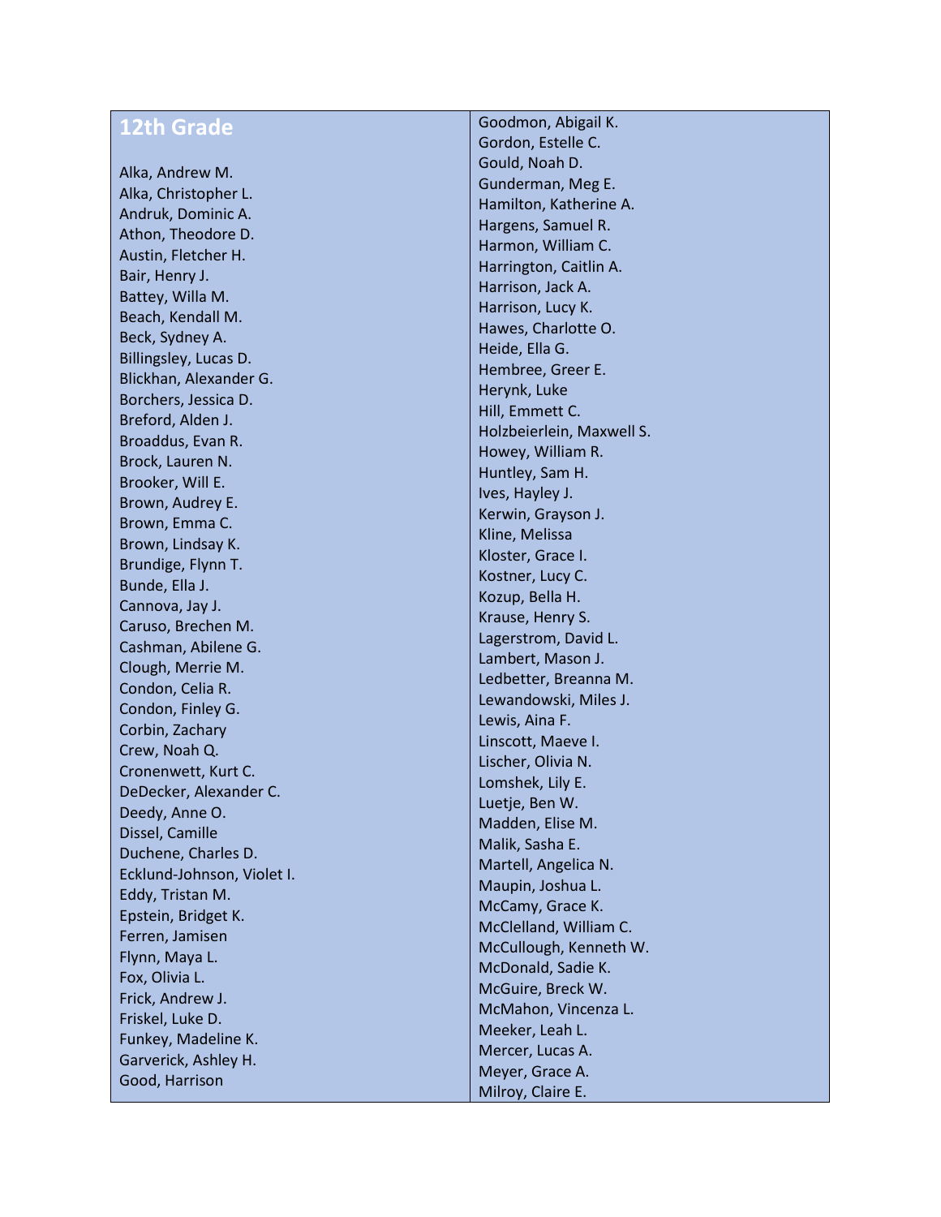## 12th Grade

Alka, Andrew M.
Alka, Christopher L.
Andruk, Dominic A.
Athon, Theodore D.
Austin, Fletcher H.
Bair, Henry J.
Battey, Willa M.
Beach, Kendall M.
Beck, Sydney A.
Billingsley, Lucas D.
Blickhan, Alexander G.
Borchers, Jessica D.
Breford, Alden J.
Broaddus, Evan R.
Brock, Lauren N.
Brooker, Will E.
Brown, Audrey E.
Brown, Emma C.
Brown, Lindsay K.
Brundige, Flynn T.
Bunde, Ella J.
Cannova, Jay J.
Caruso, Brechen M.
Cashman, Abilene G.
Clough, Merrie M.
Condon, Celia R.
Condon, Finley G.
Corbin, Zachary
Crew, Noah Q.
Cronenwett, Kurt C.
DeDecker, Alexander C.
Deedy, Anne O.
Dissel, Camille
Duchene, Charles D.
Ecklund-Johnson, Violet I.
Eddy, Tristan M.
Epstein, Bridget K.
Ferren, Jamisen
Flynn, Maya L.
Fox, Olivia L.
Frick, Andrew J.
Friskel, Luke D.
Funkey, Madeline K.
Garverick, Ashley H.
Good, Harrison
Goodmon, Abigail K.
Gordon, Estelle C.
Gould, Noah D.
Gunderman, Meg E.
Hamilton, Katherine A.
Hargens, Samuel R.
Harmon, William C.
Harrington, Caitlin A.
Harrison, Jack A.
Harrison, Lucy K.
Hawes, Charlotte O.
Heide, Ella G.
Hembree, Greer E.
Herynk, Luke
Hill, Emmett C.
Holzbeierlein, Maxwell S.
Howey, William R.
Huntley, Sam H.
Ives, Hayley J.
Kerwin, Grayson J.
Kline, Melissa
Kloster, Grace I.
Kostner, Lucy C.
Kozup, Bella H.
Krause, Henry S.
Lagerstrom, David L.
Lambert, Mason J.
Ledbetter, Breanna M.
Lewandowski, Miles J.
Lewis, Aina F.
Linscott, Maeve I.
Lischer, Olivia N.
Lomshek, Lily E.
Luetje, Ben W.
Madden, Elise M.
Malik, Sasha E.
Martell, Angelica N.
Maupin, Joshua L.
McCamy, Grace K.
McClelland, William C.
McCullough, Kenneth W.
McDonald, Sadie K.
McGuire, Breck W.
McMahon, Vincenza L.
Meeker, Leah L.
Mercer, Lucas A.
Meyer, Grace A.
Milroy, Claire E.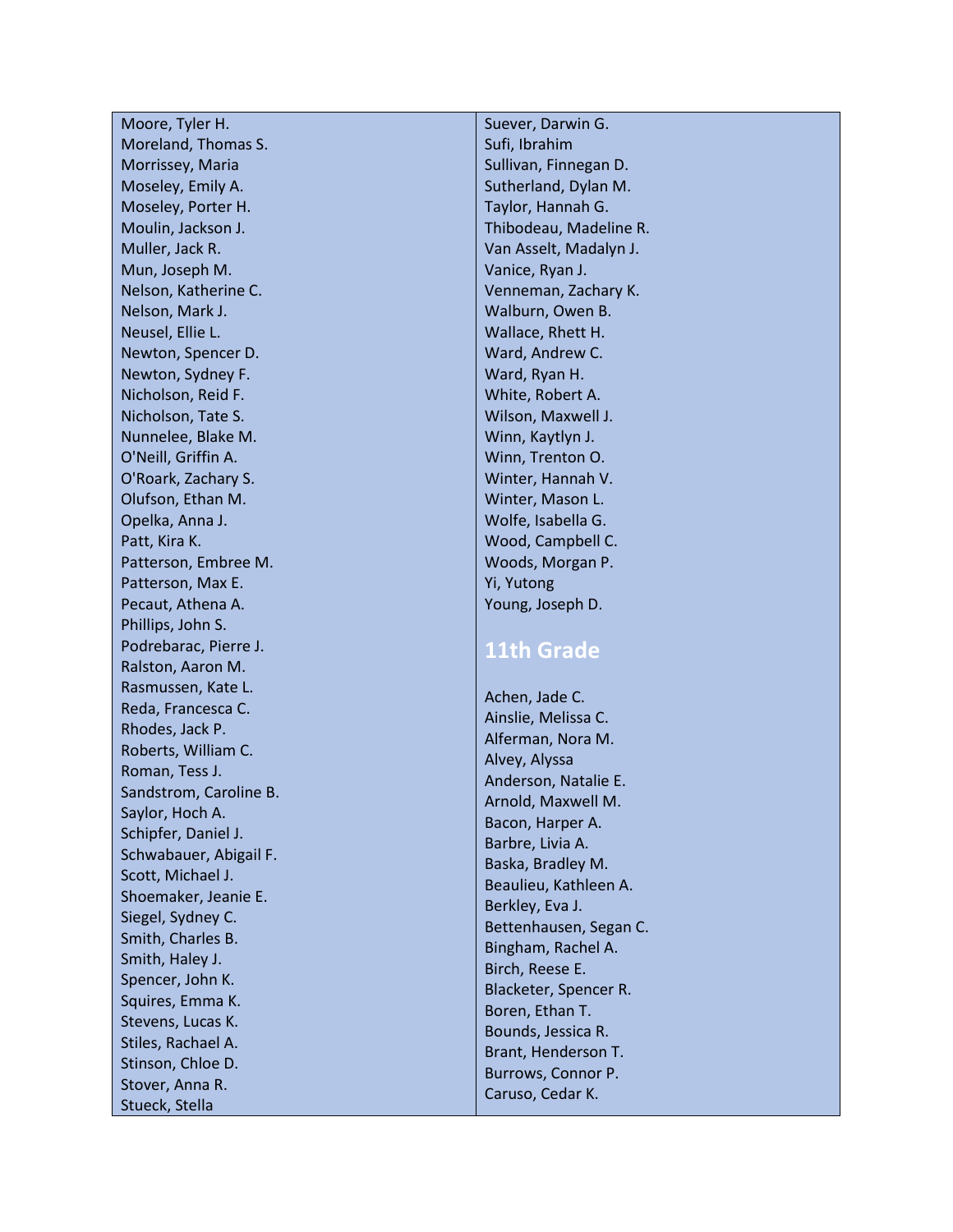Moore, Tyler H.
Moreland, Thomas S.
Morrissey, Maria
Moseley, Emily A.
Moseley, Porter H.
Moulin, Jackson J.
Muller, Jack R.
Mun, Joseph M.
Nelson, Katherine C.
Nelson, Mark J.
Neusel, Ellie L.
Newton, Spencer D.
Newton, Sydney F.
Nicholson, Reid F.
Nicholson, Tate S.
Nunnelee, Blake M.
O'Neill, Griffin A.
O'Roark, Zachary S.
Olufson, Ethan M.
Opelka, Anna J.
Patt, Kira K.
Patterson, Embree M.
Patterson, Max E.
Pecaut, Athena A.
Phillips, John S.
Podrebarac, Pierre J.
Ralston, Aaron M.
Rasmussen, Kate L.
Reda, Francesca C.
Rhodes, Jack P.
Roberts, William C.
Roman, Tess J.
Sandstrom, Caroline B.
Saylor, Hoch A.
Schipfer, Daniel J.
Schwabauer, Abigail F.
Scott, Michael J.
Shoemaker, Jeanie E.
Siegel, Sydney C.
Smith, Charles B.
Smith, Haley J.
Spencer, John K.
Squires, Emma K.
Stevens, Lucas K.
Stiles, Rachael A.
Stinson, Chloe D.
Stover, Anna R.
Stueck, Stella
Suever, Darwin G.
Sufi, Ibrahim
Sullivan, Finnegan D.
Sutherland, Dylan M.
Taylor, Hannah G.
Thibodeau, Madeline R.
Van Asselt, Madalyn J.
Vanice, Ryan J.
Venneman, Zachary K.
Walburn, Owen B.
Wallace, Rhett H.
Ward, Andrew C.
Ward, Ryan H.
White, Robert A.
Wilson, Maxwell J.
Winn, Kaytlyn J.
Winn, Trenton O.
Winter, Hannah V.
Winter, Mason L.
Wolfe, Isabella G.
Wood, Campbell C.
Woods, Morgan P.
Yi, Yutong
Young, Joseph D.

## 11th Grade

Achen, Jade C.
Ainslie, Melissa C.
Alferman, Nora M.
Alvey, Alyssa
Anderson, Natalie E.
Arnold, Maxwell M.
Bacon, Harper A.
Barbre, Livia A.
Baska, Bradley M.
Beaulieu, Kathleen A.
Berkley, Eva J.
Bettenhausen, Segan C.
Bingham, Rachel A.
Birch, Reese E.
Blacketer, Spencer R.
Boren, Ethan T.
Bounds, Jessica R.
Brant, Henderson T.
Burrows, Connor P.
Caruso, Cedar K.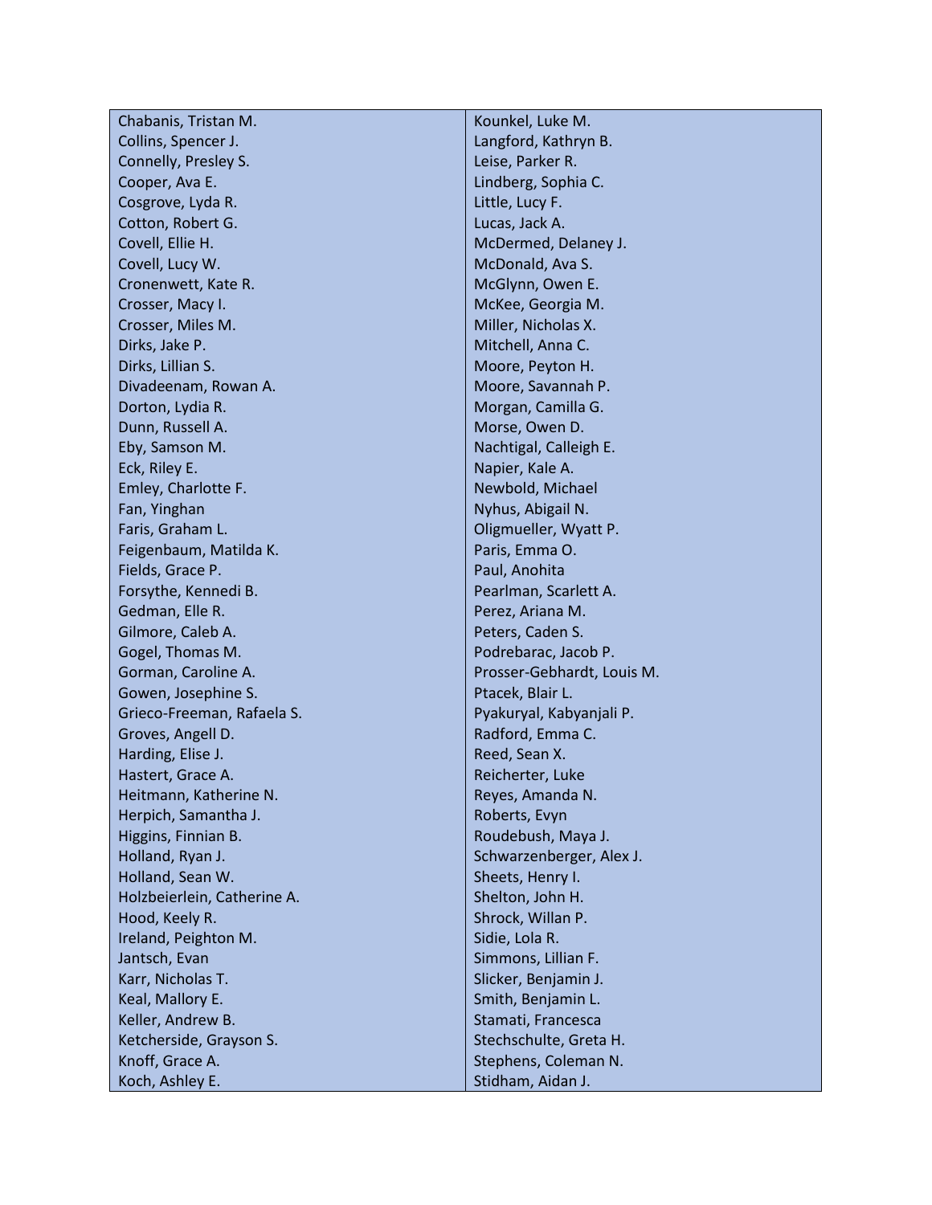| | |
|---|---|
| Chabanis, Tristan M. | Kounkel, Luke M. |
| Collins, Spencer J. | Langford, Kathryn B. |
| Connelly, Presley S. | Leise, Parker R. |
| Cooper, Ava E. | Lindberg, Sophia C. |
| Cosgrove, Lyda R. | Little, Lucy F. |
| Cotton, Robert G. | Lucas, Jack A. |
| Covell, Ellie H. | McDermed, Delaney J. |
| Covell, Lucy W. | McDonald, Ava S. |
| Cronenwett, Kate R. | McGlynn, Owen E. |
| Crosser, Macy I. | McKee, Georgia M. |
| Crosser, Miles M. | Miller, Nicholas X. |
| Dirks, Jake P. | Mitchell, Anna C. |
| Dirks, Lillian S. | Moore, Peyton H. |
| Divadeenam, Rowan A. | Moore, Savannah P. |
| Dorton, Lydia R. | Morgan, Camilla G. |
| Dunn, Russell A. | Morse, Owen D. |
| Eby, Samson M. | Nachtigal, Calleigh E. |
| Eck, Riley E. | Napier, Kale A. |
| Emley, Charlotte F. | Newbold, Michael |
| Fan, Yinghan | Nyhus, Abigail N. |
| Faris, Graham L. | Oligmueller, Wyatt P. |
| Feigenbaum, Matilda K. | Paris, Emma O. |
| Fields, Grace P. | Paul, Anohita |
| Forsythe, Kennedi B. | Pearlman, Scarlett A. |
| Gedman, Elle R. | Perez, Ariana M. |
| Gilmore, Caleb A. | Peters, Caden S. |
| Gogel, Thomas M. | Podrebarac, Jacob P. |
| Gorman, Caroline A. | Prosser-Gebhardt, Louis M. |
| Gowen, Josephine S. | Ptacek, Blair L. |
| Grieco-Freeman, Rafaela S. | Pyakuryal, Kabyanjali P. |
| Groves, Angell D. | Radford, Emma C. |
| Harding, Elise J. | Reed, Sean X. |
| Hastert, Grace A. | Reicherter, Luke |
| Heitmann, Katherine N. | Reyes, Amanda N. |
| Herpich, Samantha J. | Roberts, Evyn |
| Higgins, Finnian B. | Roudebush, Maya J. |
| Holland, Ryan J. | Schwarzenberger, Alex J. |
| Holland, Sean W. | Sheets, Henry I. |
| Holzbeierlein, Catherine A. | Shelton, John H. |
| Hood, Keely R. | Shrock, Willan P. |
| Ireland, Peighton M. | Sidie, Lola R. |
| Jantsch, Evan | Simmons, Lillian F. |
| Karr, Nicholas T. | Slicker, Benjamin J. |
| Keal, Mallory E. | Smith, Benjamin L. |
| Keller, Andrew B. | Stamati, Francesca |
| Ketcherside, Grayson S. | Stechschulte, Greta H. |
| Knoff, Grace A. | Stephens, Coleman N. |
| Koch, Ashley E. | Stidham, Aidan J. |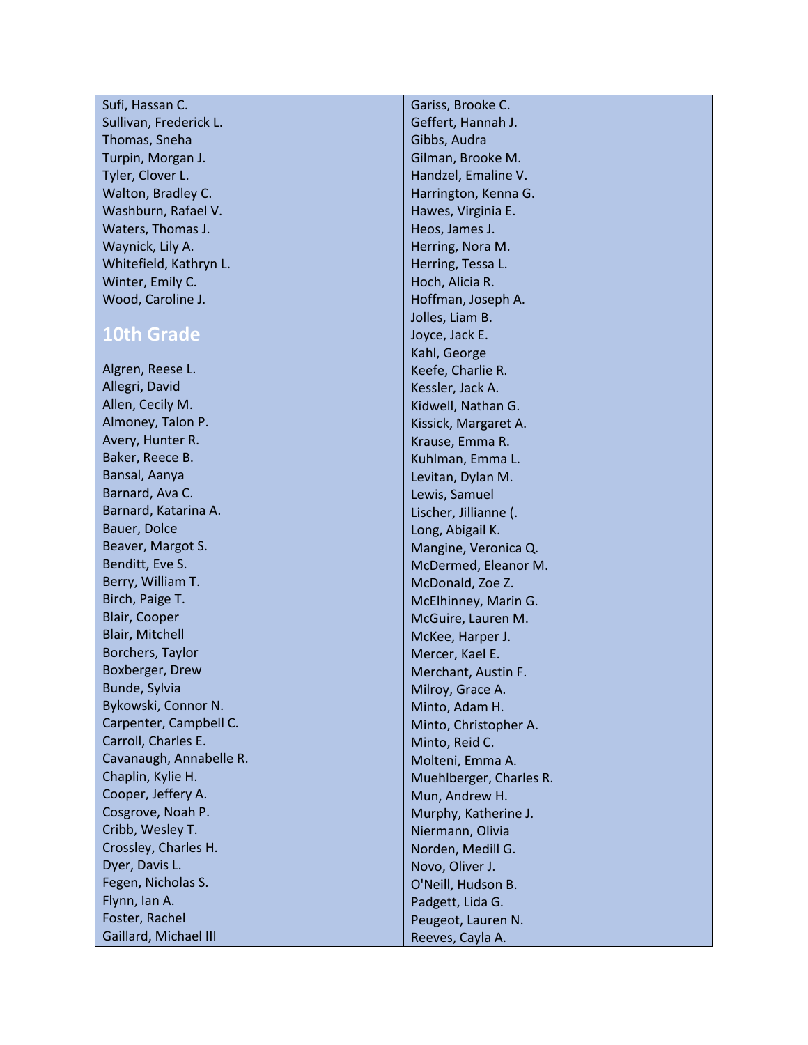Sufi, Hassan C.
Sullivan, Frederick L.
Thomas, Sneha
Turpin, Morgan J.
Tyler, Clover L.
Walton, Bradley C.
Washburn, Rafael V.
Waters, Thomas J.
Waynick, Lily A.
Whitefield, Kathryn L.
Winter, Emily C.
Wood, Caroline J.

## 10th Grade

Algren, Reese L.
Allegri, David
Allen, Cecily M.
Almoney, Talon P.
Avery, Hunter R.
Baker, Reece B.
Bansal, Aanya
Barnard, Ava C.
Barnard, Katarina A.
Bauer, Dolce
Beaver, Margot S.
Benditt, Eve S.
Berry, William T.
Birch, Paige T.
Blair, Cooper
Blair, Mitchell
Borchers, Taylor
Boxberger, Drew
Bunde, Sylvia
Bykowski, Connor N.
Carpenter, Campbell C.
Carroll, Charles E.
Cavanaugh, Annabelle R.
Chaplin, Kylie H.
Cooper, Jeffery A.
Cosgrove, Noah P.
Cribb, Wesley T.
Crossley, Charles H.
Dyer, Davis L.
Fegen, Nicholas S.
Flynn, Ian A.
Foster, Rachel
Gaillard, Michael III
Gariss, Brooke C.
Geffert, Hannah J.
Gibbs, Audra
Gilman, Brooke M.
Handzel, Emaline V.
Harrington, Kenna G.
Hawes, Virginia E.
Heos, James J.
Herring, Nora M.
Herring, Tessa L.
Hoch, Alicia R.
Hoffman, Joseph A.
Jolles, Liam B.
Joyce, Jack E.
Kahl, George
Keefe, Charlie R.
Kessler, Jack A.
Kidwell, Nathan G.
Kissick, Margaret A.
Krause, Emma R.
Kuhlman, Emma L.
Levitan, Dylan M.
Lewis, Samuel
Lischer, Jillianne (.
Long, Abigail K.
Mangine, Veronica Q.
McDermed, Eleanor M.
McDonald, Zoe Z.
McElhinney, Marin G.
McGuire, Lauren M.
McKee, Harper J.
Mercer, Kael E.
Merchant, Austin F.
Milroy, Grace A.
Minto, Adam H.
Minto, Christopher A.
Minto, Reid C.
Molteni, Emma A.
Muehlberger, Charles R.
Mun, Andrew H.
Murphy, Katherine J.
Niermann, Olivia
Norden, Medill G.
Novo, Oliver J.
O'Neill, Hudson B.
Padgett, Lida G.
Peugeot, Lauren N.
Reeves, Cayla A.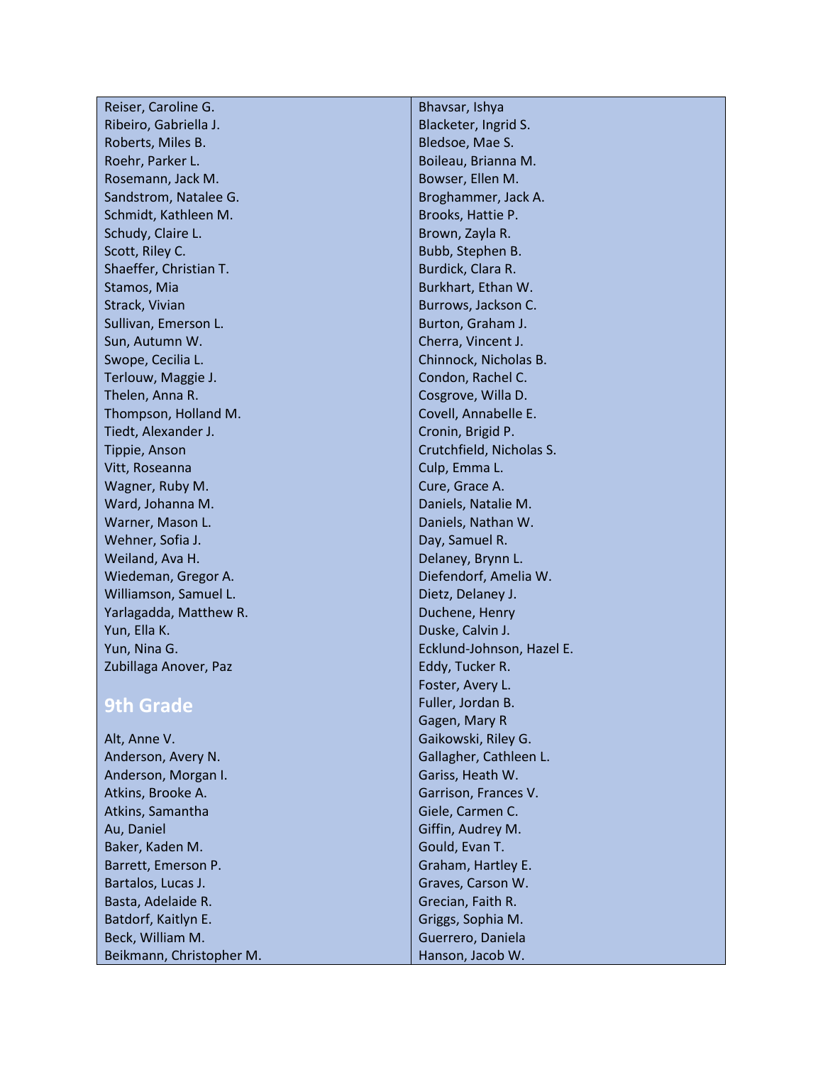Reiser, Caroline G.
Ribeiro, Gabriella J.
Roberts, Miles B.
Roehr, Parker L.
Rosemann, Jack M.
Sandstrom, Natalee G.
Schmidt, Kathleen M.
Schudy, Claire L.
Scott, Riley C.
Shaeffer, Christian T.
Stamos, Mia
Strack, Vivian
Sullivan, Emerson L.
Sun, Autumn W.
Swope, Cecilia L.
Terlouw, Maggie J.
Thelen, Anna R.
Thompson, Holland M.
Tiedt, Alexander J.
Tippie, Anson
Vitt, Roseanna
Wagner, Ruby M.
Ward, Johanna M.
Warner, Mason L.
Wehner, Sofia J.
Weiland, Ava H.
Wiedeman, Gregor A.
Williamson, Samuel L.
Yarlagadda, Matthew R.
Yun, Ella K.
Yun, Nina G.
Zubillaga Anover, Paz

## 9th Grade

Alt, Anne V.
Anderson, Avery N.
Anderson, Morgan I.
Atkins, Brooke A.
Atkins, Samantha
Au, Daniel
Baker, Kaden M.
Barrett, Emerson P.
Bartalos, Lucas J.
Basta, Adelaide R.
Batdorf, Kaitlyn E.
Beck, William M.
Beikmann, Christopher M.
Bhavsar, Ishya
Blacketer, Ingrid S.
Bledsoe, Mae S.
Boileau, Brianna M.
Bowser, Ellen M.
Broghammer, Jack A.
Brooks, Hattie P.
Brown, Zayla R.
Bubb, Stephen B.
Burdick, Clara R.
Burkhart, Ethan W.
Burrows, Jackson C.
Burton, Graham J.
Cherra, Vincent J.
Chinnock, Nicholas B.
Condon, Rachel C.
Cosgrove, Willa D.
Covell, Annabelle E.
Cronin, Brigid P.
Crutchfield, Nicholas S.
Culp, Emma L.
Cure, Grace A.
Daniels, Natalie M.
Daniels, Nathan W.
Day, Samuel R.
Delaney, Brynn L.
Diefendorf, Amelia W.
Dietz, Delaney J.
Duchene, Henry
Duske, Calvin J.
Ecklund-Johnson, Hazel E.
Eddy, Tucker R.
Foster, Avery L.
Fuller, Jordan B.
Gagen, Mary R
Gaikowski, Riley G.
Gallagher, Cathleen L.
Gariss, Heath W.
Garrison, Frances V.
Giele, Carmen C.
Giffin, Audrey M.
Gould, Evan T.
Graham, Hartley E.
Graves, Carson W.
Grecian, Faith R.
Griggs, Sophia M.
Guerrero, Daniela
Hanson, Jacob W.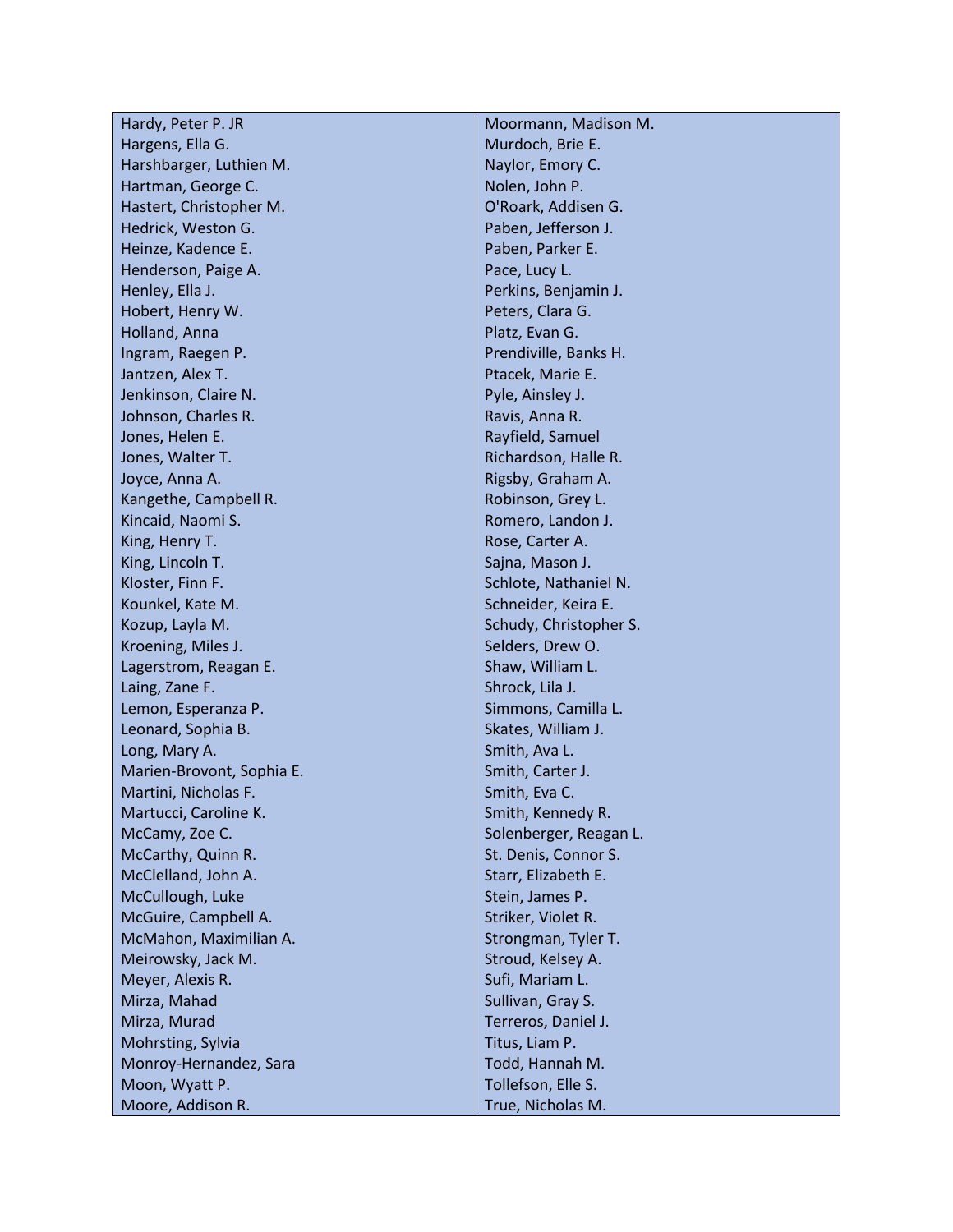| | |
|---|---|
| Hardy, Peter P. JR | Moormann, Madison M. |
| Hargens, Ella G. | Murdoch, Brie E. |
| Harshbarger, Luthien M. | Naylor, Emory C. |
| Hartman, George C. | Nolen, John P. |
| Hastert, Christopher M. | O'Roark, Addisen G. |
| Hedrick, Weston G. | Paben, Jefferson J. |
| Heinze, Kadence E. | Paben, Parker E. |
| Henderson, Paige A. | Pace, Lucy L. |
| Henley, Ella J. | Perkins, Benjamin J. |
| Hobert, Henry W. | Peters, Clara G. |
| Holland, Anna | Platz, Evan G. |
| Ingram, Raegen P. | Prendiville, Banks H. |
| Jantzen, Alex T. | Ptacek, Marie E. |
| Jenkinson, Claire N. | Pyle, Ainsley J. |
| Johnson, Charles R. | Ravis, Anna R. |
| Jones, Helen E. | Rayfield, Samuel |
| Jones, Walter T. | Richardson, Halle R. |
| Joyce, Anna A. | Rigsby, Graham A. |
| Kangethe, Campbell R. | Robinson, Grey L. |
| Kincaid, Naomi S. | Romero, Landon J. |
| King, Henry T. | Rose, Carter A. |
| King, Lincoln T. | Sajna, Mason J. |
| Kloster, Finn F. | Schlote, Nathaniel N. |
| Kounkel, Kate M. | Schneider, Keira E. |
| Kozup, Layla M. | Schudy, Christopher S. |
| Kroening, Miles J. | Selders, Drew O. |
| Lagerstrom, Reagan E. | Shaw, William L. |
| Laing, Zane F. | Shrock, Lila J. |
| Lemon, Esperanza P. | Simmons, Camilla L. |
| Leonard, Sophia B. | Skates, William J. |
| Long, Mary A. | Smith, Ava L. |
| Marien-Brovont, Sophia E. | Smith, Carter J. |
| Martini, Nicholas F. | Smith, Eva C. |
| Martucci, Caroline K. | Smith, Kennedy R. |
| McCamy, Zoe C. | Solenberger, Reagan L. |
| McCarthy, Quinn R. | St. Denis, Connor S. |
| McClelland, John A. | Starr, Elizabeth E. |
| McCullough, Luke | Stein, James P. |
| McGuire, Campbell A. | Striker, Violet R. |
| McMahon, Maximilian A. | Strongman, Tyler T. |
| Meirowsky, Jack M. | Stroud, Kelsey A. |
| Meyer, Alexis R. | Sufi, Mariam L. |
| Mirza, Mahad | Sullivan, Gray S. |
| Mirza, Murad | Terreros, Daniel J. |
| Mohrsting, Sylvia | Titus, Liam P. |
| Monroy-Hernandez, Sara | Todd, Hannah M. |
| Moon, Wyatt P. | Tollefson, Elle S. |
| Moore, Addison R. | True, Nicholas M. |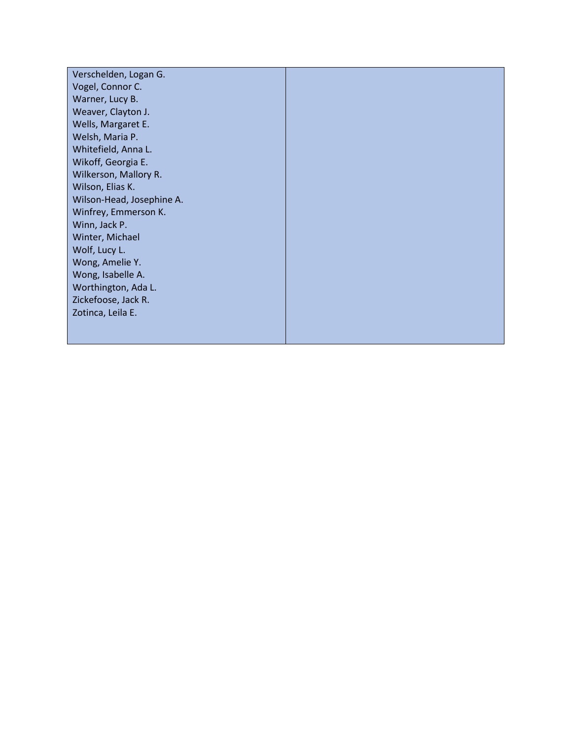| | |
|---|---|
| Verschelden, Logan G.<br>Vogel, Connor C.<br>Warner, Lucy B.<br>Weaver, Clayton J.<br>Wells, Margaret E.<br>Welsh, Maria P.<br>Whitefield, Anna L.<br>Wikoff, Georgia E.<br>Wilkerson, Mallory R.<br>Wilson, Elias K.<br>Wilson-Head, Josephine A.<br>Winfrey, Emmerson K.<br>Winn, Jack P.<br>Winter, Michael<br>Wolf, Lucy L.<br>Wong, Amelie Y.<br>Wong, Isabelle A.<br>Worthington, Ada L.<br>Zickefoose, Jack R.<br>Zotinca, Leila E. | |